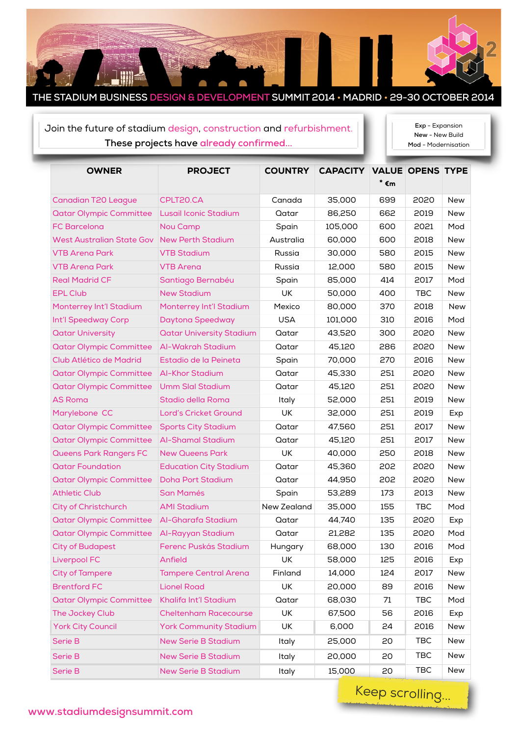# THE STADIUM BUSINESS DESIGN & DEVELOPMENT SUMMIT 2014 • MADRID • 29-30 OCTOBER 2014

Join the future of stadium design, construction and refurbishment.
These projects have already confirmed...

Exp - Expansion
New - New Build
Mod - Modernisation

| OWNER | PROJECT | COUNTRY | CAPACITY | VALUE * €m | OPENS | TYPE |
|---|---|---|---|---|---|---|
| Canadian T20 League | CPLT20.CA | Canada | 35,000 | 699 | 2020 | New |
| Qatar Olympic Committee | Lusail Iconic Stadium | Qatar | 86,250 | 662 | 2019 | New |
| FC Barcelona | Nou Camp | Spain | 105,000 | 600 | 2021 | Mod |
| West Australian State Gov | New Perth Stadium | Australia | 60,000 | 600 | 2018 | New |
| VTB Arena Park | VTB Stadium | Russia | 30,000 | 580 | 2015 | New |
| VTB Arena Park | VTB Arena | Russia | 12,000 | 580 | 2015 | New |
| Real Madrid CF | Santiago Bernabéu | Spain | 85,000 | 414 | 2017 | Mod |
| EPL Club | New Stadium | UK | 50,000 | 400 | TBC | New |
| Monterrey Int'l Stadium | Monterrey Int'l Stadium | Mexico | 80,000 | 370 | 2018 | New |
| Int'l Speedway Corp | Daytona Speedway | USA | 101,000 | 310 | 2016 | Mod |
| Qatar University | Qatar University Stadium | Qatar | 43,520 | 300 | 2020 | New |
| Qatar Olympic Committee | Al-Wakrah Stadium | Qatar | 45,120 | 286 | 2020 | New |
| Club Atlético de Madrid | Estadio de la Peineta | Spain | 70,000 | 270 | 2016 | New |
| Qatar Olympic Committee | Al-Khor Stadium | Qatar | 45,330 | 251 | 2020 | New |
| Qatar Olympic Committee | Umm Slal Stadium | Qatar | 45,120 | 251 | 2020 | New |
| AS Roma | Stadio della Roma | Italy | 52,000 | 251 | 2019 | New |
| Marylebone CC | Lord's Cricket Ground | UK | 32,000 | 251 | 2019 | Exp |
| Qatar Olympic Committee | Sports City Stadium | Qatar | 47,560 | 251 | 2017 | New |
| Qatar Olympic Committee | Al-Shamal Stadium | Qatar | 45,120 | 251 | 2017 | New |
| Queens Park Rangers FC | New Queens Park | UK | 40,000 | 250 | 2018 | New |
| Qatar Foundation | Education City Stadium | Qatar | 45,360 | 202 | 2020 | New |
| Qatar Olympic Committee | Doha Port Stadium | Qatar | 44,950 | 202 | 2020 | New |
| Athletic Club | San Mamés | Spain | 53,289 | 173 | 2013 | New |
| City of Christchurch | AMI Stadium | New Zealand | 35,000 | 155 | TBC | Mod |
| Qatar Olympic Committee | Al-Gharafa Stadium | Qatar | 44,740 | 135 | 2020 | Exp |
| Qatar Olympic Committee | Al-Rayyan Stadium | Qatar | 21,282 | 135 | 2020 | Mod |
| City of Budapest | Ferenc Puskás Stadium | Hungary | 68,000 | 130 | 2016 | Mod |
| Liverpool FC | Anfield | UK | 58,000 | 125 | 2016 | Exp |
| City of Tampere | Tampere Central Arena | Finland | 14,000 | 124 | 2017 | New |
| Brentford FC | Lionel Road | UK | 20,000 | 89 | 2016 | New |
| Qatar Olympic Committee | Khalifa Int'l Stadium | Qatar | 68,030 | 71 | TBC | Mod |
| The Jockey Club | Cheltenham Racecourse | UK | 67,500 | 56 | 2016 | Exp |
| York City Council | York Community Stadium | UK | 6,000 | 24 | 2016 | New |
| Serie B | New Serie B Stadium | Italy | 25,000 | 20 | TBC | New |
| Serie B | New Serie B Stadium | Italy | 20,000 | 20 | TBC | New |
| Serie B | New Serie B Stadium | Italy | 15,000 | 20 | TBC | New |

Keep scrolling...

www.stadiumdesignsummit.com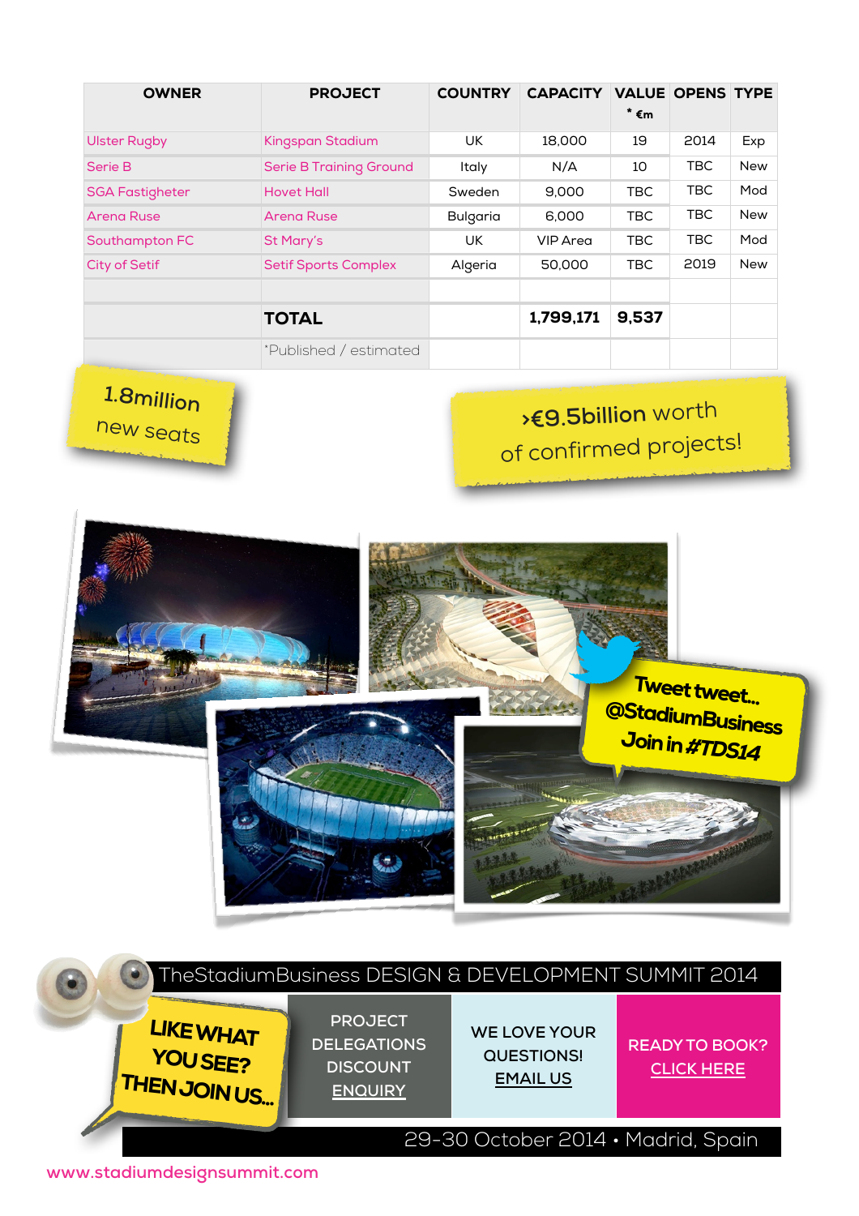| OWNER | PROJECT | COUNTRY | CAPACITY | VALUE * €m | OPENS | TYPE |
|---|---|---|---|---|---|---|
| Ulster Rugby | Kingspan Stadium | UK | 18,000 | 19 | 2014 | Exp |
| Serie B | Serie B Training Ground | Italy | N/A | 10 | TBC | New |
| SGA Fastigheter | Hovet Hall | Sweden | 9,000 | TBC | TBC | Mod |
| Arena Ruse | Arena Ruse | Bulgaria | 6,000 | TBC | TBC | New |
| Southampton FC | St Mary's | UK | VIP Area | TBC | TBC | Mod |
| City of Setif | Setif Sports Complex | Algeria | 50,000 | TBC | 2019 | New |
| | | | | | | |
| | **TOTAL** | | **1,799,171** | **9,537** | | |
| | *Published / estimated | | | | | |

1.8million new seats

>€9.5billion worth of confirmed projects!

Tweet tweet...
@StadiumBusiness
Join in #TDS14

TheStadiumBusiness DESIGN & DEVELOPMENT SUMMIT 2014

LIKE WHAT YOU SEE? THEN JOIN US...

PROJECT DELEGATIONS DISCOUNT ENQUIRY

WE LOVE YOUR QUESTIONS! EMAIL US

READY TO BOOK? CLICK HERE

29-30 October 2014 • Madrid, Spain

www.stadiumdesignsummit.com